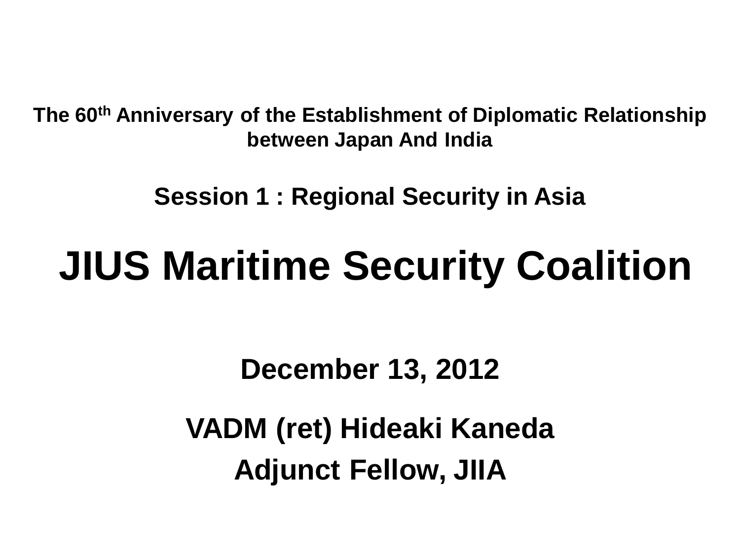**The 60th Anniversary of the Establishment of Diplomatic Relationship between Japan And India**

**Session 1 : Regional Security in Asia**

# JIUS Maritime Security Coalition

**December 13, 2012**

**VADM (ret) Hideaki Kaneda**

**Adjunct Fellow, JIIA**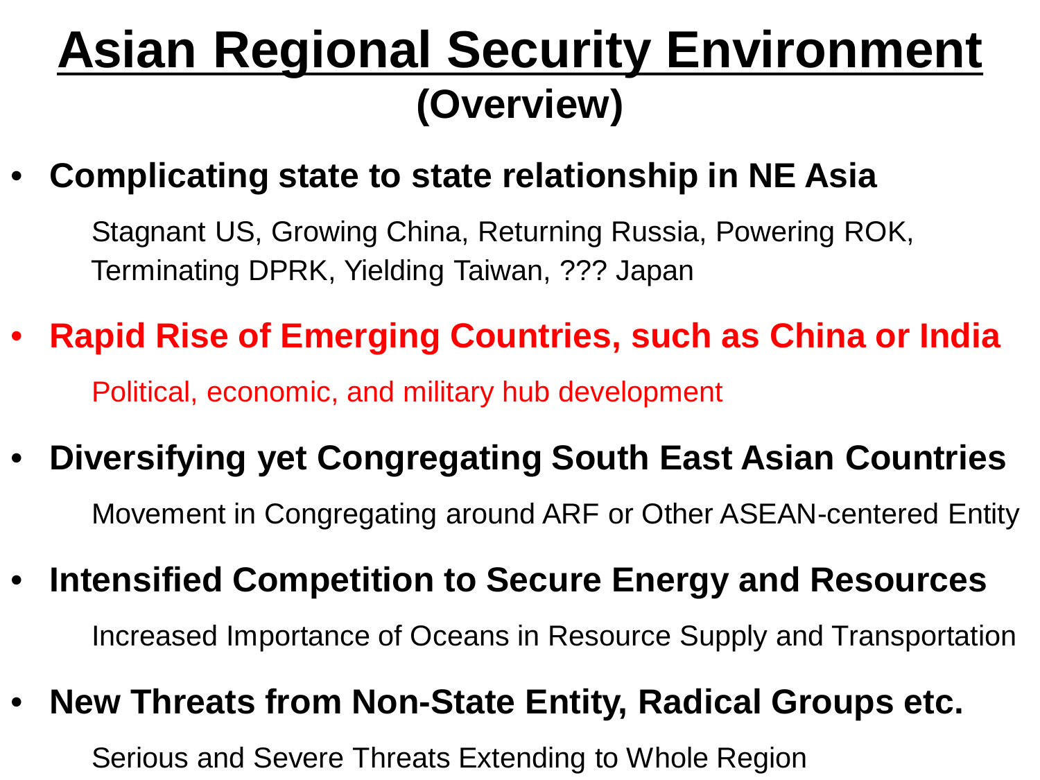# Asian Regional Security Environment

## (Overview)

- **Complicating state to state relationship in NE Asia**

  Stagnant US, Growing China, Returning Russia, Powering ROK, Terminating DPRK, Yielding Taiwan, ??? Japan

- **Rapid Rise of Emerging Countries, such as China or India**

  Political, economic, and military hub development

- **Diversifying yet Congregating South East Asian Countries**

  Movement in Congregating around ARF or Other ASEAN-centered Entity

- **Intensified Competition to Secure Energy and Resources**

  Increased Importance of Oceans in Resource Supply and Transportation

- **New Threats from Non-State Entity, Radical Groups etc.**

  Serious and Severe Threats Extending to Whole Region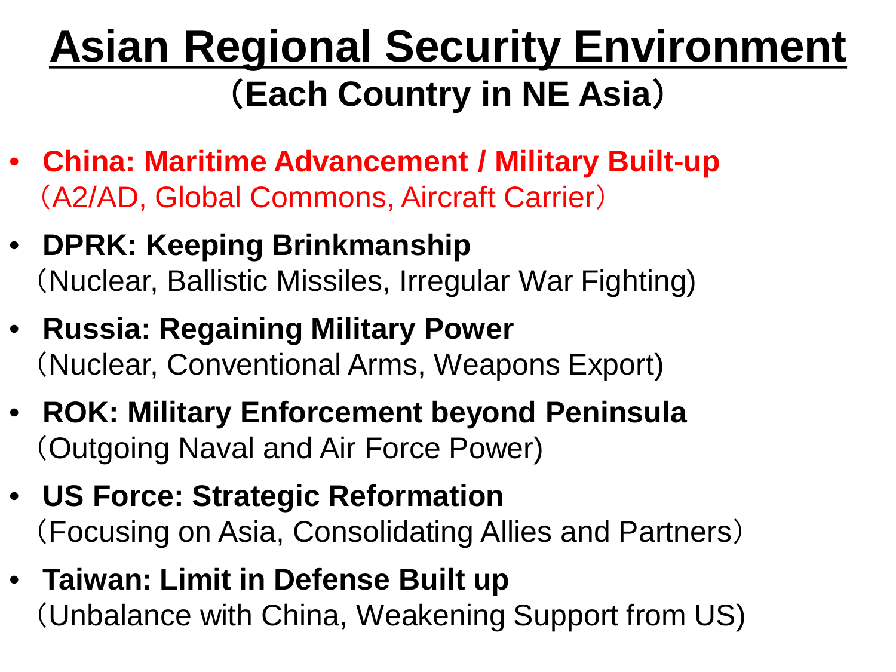# Asian Regional Security Environment

## （Each Country in NE Asia）

- **China: Maritime Advancement / Military Built-up**
  （A2/AD, Global Commons, Aircraft Carrier）
- **DPRK: Keeping Brinkmanship**
  （Nuclear, Ballistic Missiles, Irregular War Fighting)
- **Russia: Regaining Military Power**
  （Nuclear, Conventional Arms, Weapons Export)
- **ROK: Military Enforcement beyond Peninsula**
  （Outgoing Naval and Air Force Power)
- **US Force: Strategic Reformation**
  （Focusing on Asia, Consolidating Allies and Partners）
- **Taiwan: Limit in Defense Built up**
  （Unbalance with China, Weakening Support from US)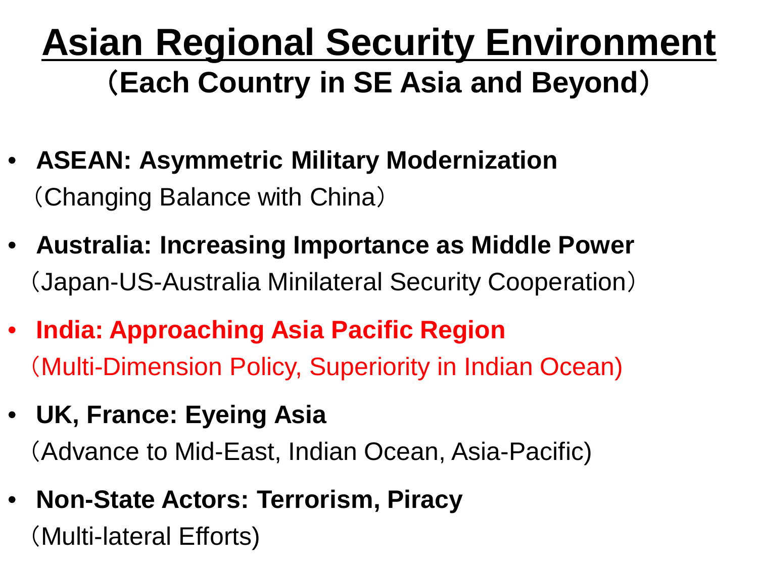# Asian Regional Security Environment

## （Each Country in SE Asia and Beyond）

- **ASEAN: Asymmetric Military Modernization**
  （Changing Balance with China）
- **Australia: Increasing Importance as Middle Power**
  （Japan-US-Australia Minilateral Security Cooperation）
- **India: Approaching Asia Pacific Region**
  （Multi-Dimension Policy, Superiority in Indian Ocean)
- **UK, France: Eyeing Asia**
  （Advance to Mid-East, Indian Ocean, Asia-Pacific)
- **Non-State Actors: Terrorism, Piracy**
  （Multi-lateral Efforts)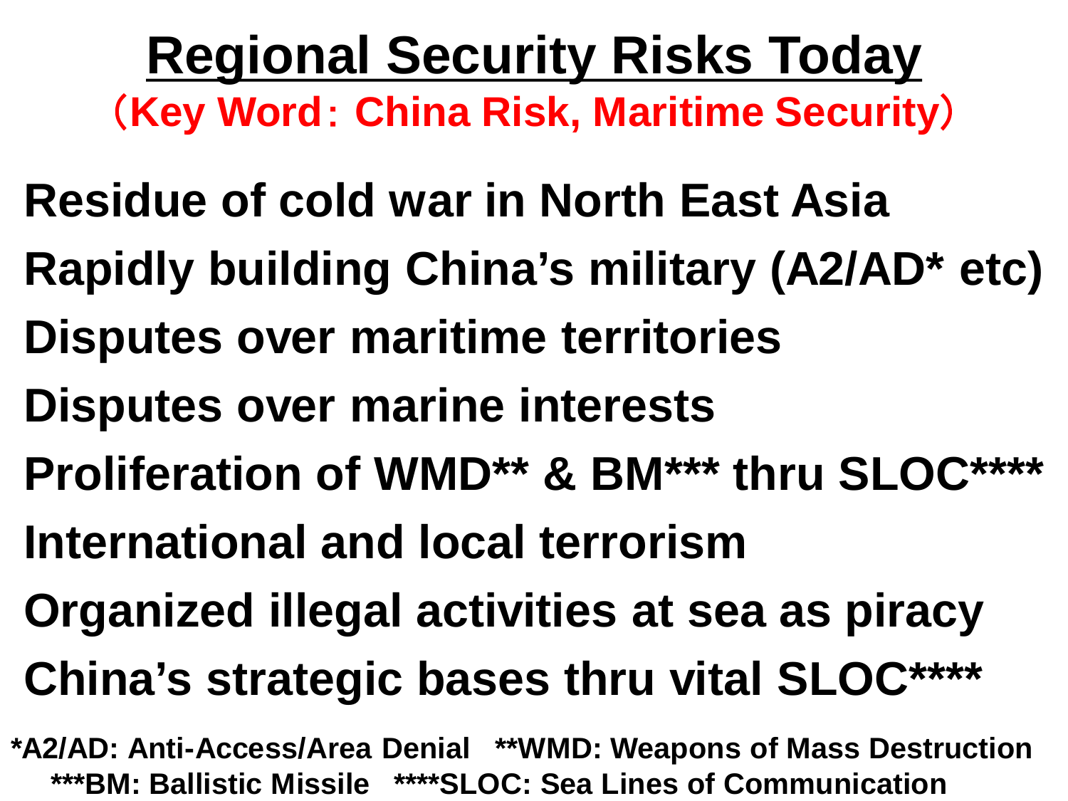# Regional Security Risks Today

**（Key Word：China Risk, Maritime Security）**

**Residue of cold war in North East Asia**

**Rapidly building China's military (A2/AD* etc)**

**Disputes over maritime territories**

**Disputes over marine interests**

**Proliferation of WMD** & BM*** thru SLOC******

**International and local terrorism**

**Organized illegal activities at sea as piracy**

**China's strategic bases thru vital SLOC******

*A2/AD: Anti-Access/Area Denial **WMD: Weapons of Mass Destruction ***BM: Ballistic Missile ****SLOC: Sea Lines of Communication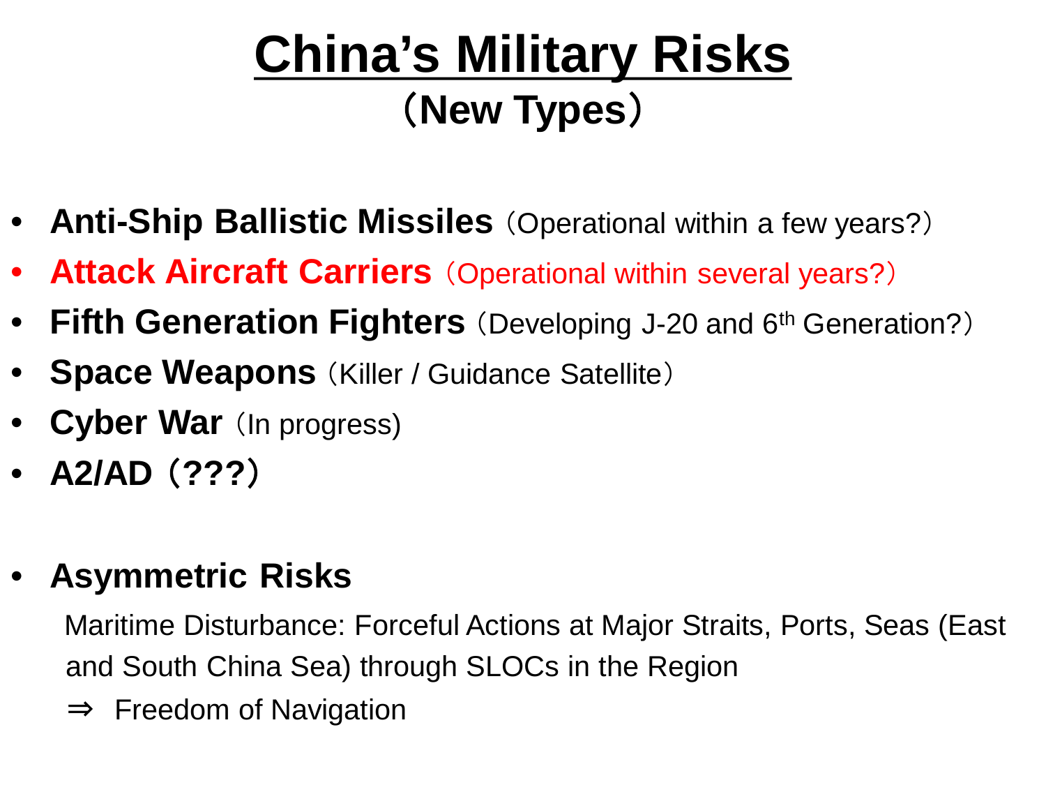# China's Military Risks
## (New Types)

- **Anti-Ship Ballistic Missiles** (Operational within a few years?)
- **Attack Aircraft Carriers** (Operational within several years?)
- **Fifth Generation Fighters** (Developing J-20 and 6th Generation?)
- **Space Weapons** (Killer / Guidance Satellite)
- **Cyber War** (In progress)
- **A2/AD (???)**

- **Asymmetric Risks**

  Maritime Disturbance: Forceful Actions at Major Straits, Ports, Seas (East and South China Sea) through SLOCs in the Region

  ⇒ Freedom of Navigation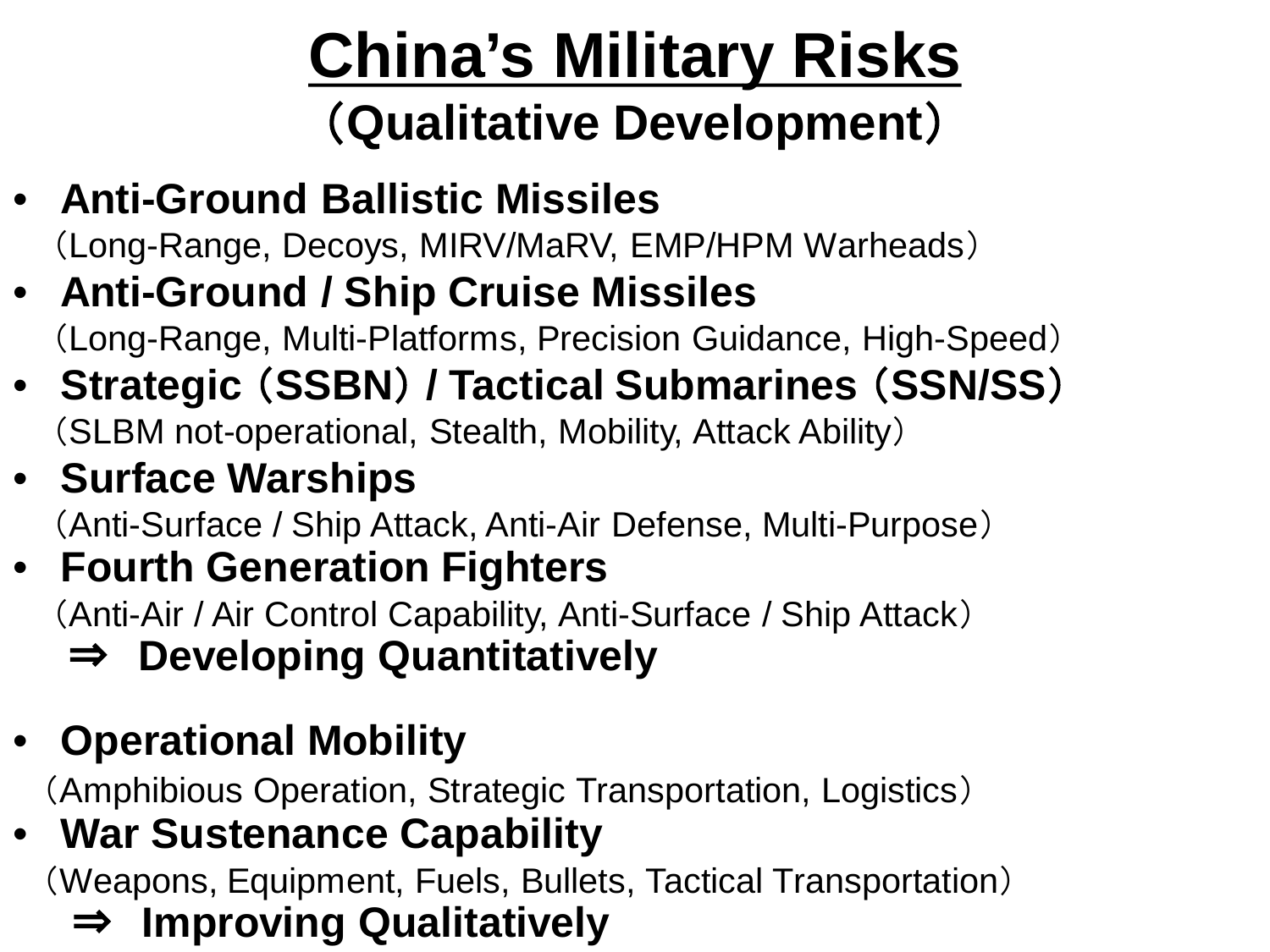# China's Military Risks

## (Qualitative Development)

- **Anti-Ground Ballistic Missiles**
  (Long-Range, Decoys, MIRV/MaRV, EMP/HPM Warheads)
- **Anti-Ground / Ship Cruise Missiles**
  (Long-Range, Multi-Platforms, Precision Guidance, High-Speed)
- **Strategic (SSBN) / Tactical Submarines (SSN/SS)**
  (SLBM not-operational, Stealth, Mobility, Attack Ability)
- **Surface Warships**
  (Anti-Surface / Ship Attack, Anti-Air Defense, Multi-Purpose)
- **Fourth Generation Fighters**
  (Anti-Air / Air Control Capability, Anti-Surface / Ship Attack)

**⇒ Developing Quantitatively**

- **Operational Mobility**
  (Amphibious Operation, Strategic Transportation, Logistics)
- **War Sustenance Capability**
  (Weapons, Equipment, Fuels, Bullets, Tactical Transportation)

**⇒ Improving Qualitatively**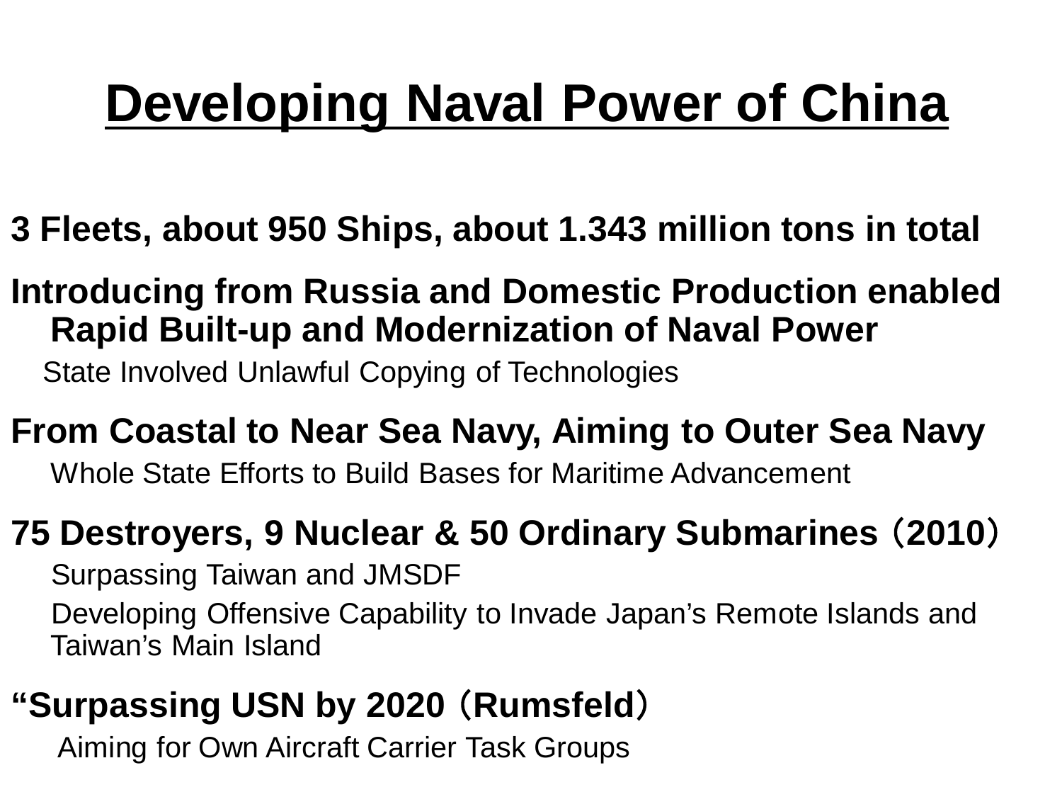# Developing Naval Power of China

**3 Fleets, about 950 Ships, about 1.343 million tons in total**

**Introducing from Russia and Domestic Production enabled Rapid Built-up and Modernization of Naval Power**

State Involved Unlawful Copying of Technologies

**From Coastal to Near Sea Navy, Aiming to Outer Sea Navy**

Whole State Efforts to Build Bases for Maritime Advancement

**75 Destroyers, 9 Nuclear & 50 Ordinary Submarines（2010）**

Surpassing Taiwan and JMSDF

Developing Offensive Capability to Invade Japan’s Remote Islands and Taiwan’s Main Island

**“Surpassing USN by 2020（Rumsfeld）**

Aiming for Own Aircraft Carrier Task Groups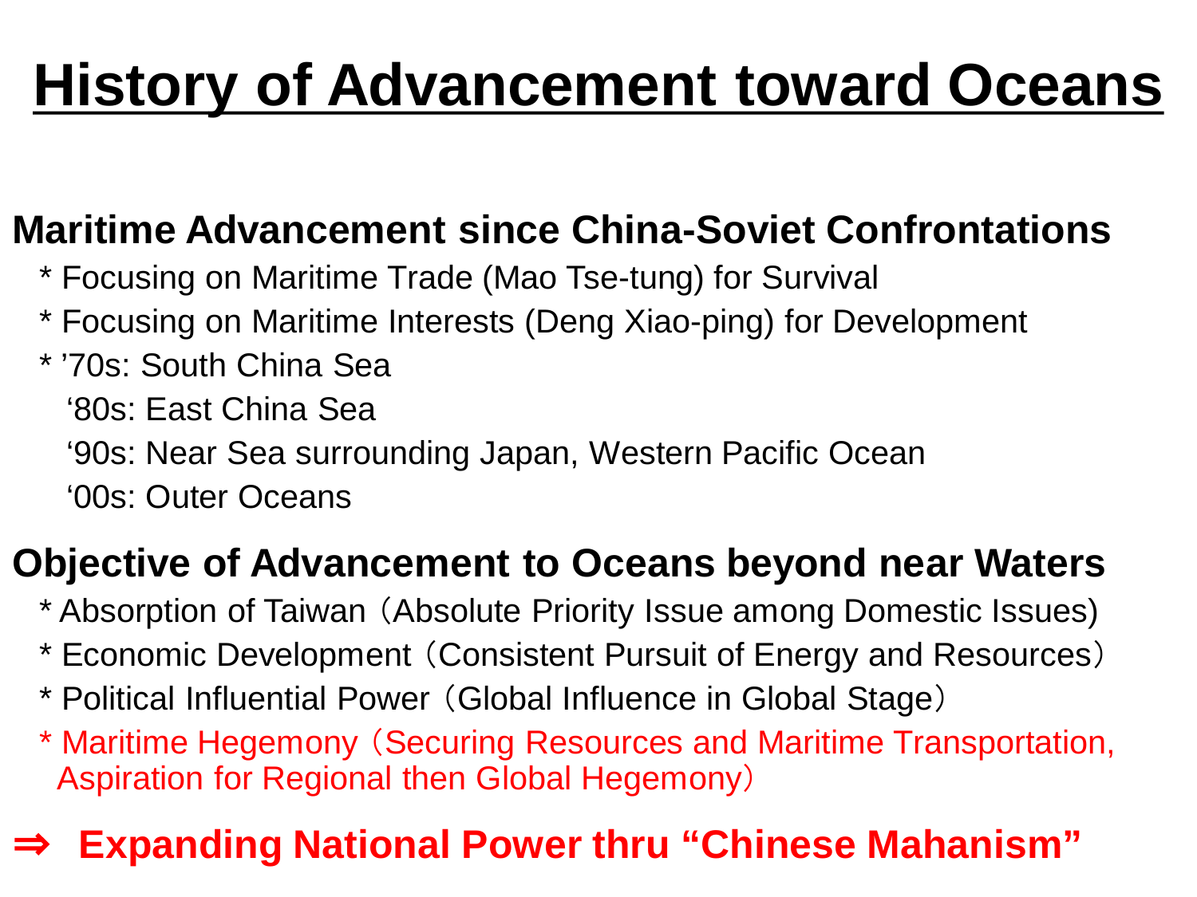# History of Advancement toward Oceans

## Maritime Advancement since China-Soviet Confrontations

* Focusing on Maritime Trade (Mao Tse-tung) for Survival
* Focusing on Maritime Interests (Deng Xiao-ping) for Development
* ’70s: South China Sea
  ‘80s: East China Sea
  ‘90s: Near Sea surrounding Japan, Western Pacific Ocean
  ‘00s: Outer Oceans

## Objective of Advancement to Oceans beyond near Waters

* Absorption of Taiwan（Absolute Priority Issue among Domestic Issues)
* Economic Development（Consistent Pursuit of Energy and Resources）
* Political Influential Power（Global Influence in Global Stage）
* Maritime Hegemony（Securing Resources and Maritime Transportation, Aspiration for Regional then Global Hegemony）

**⇒ Expanding National Power thru “Chinese Mahanism”**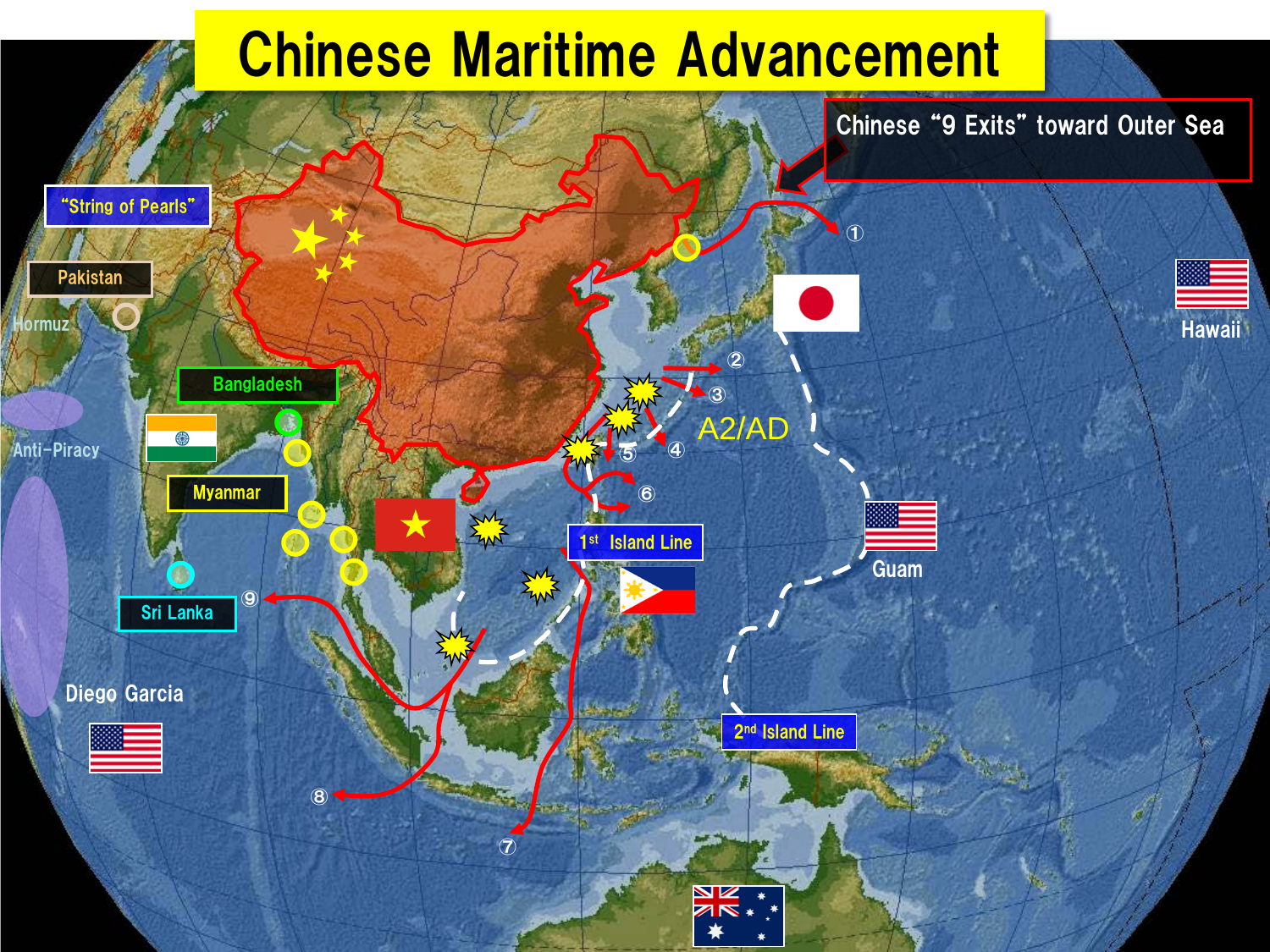# Chinese Maritime Advancement

Chinese "9 Exits" toward Outer Sea

"String of Pearls"

Pakistan

Hormuz

Bangladesh

Anti-Piracy

Myanmar

Sri Lanka

Diego Garcia

A2/AD

1st Island Line

2nd Island Line

Guam

Hawaii

① ② ③ ④ ⑤ ⑥ ⑦ ⑧ ⑨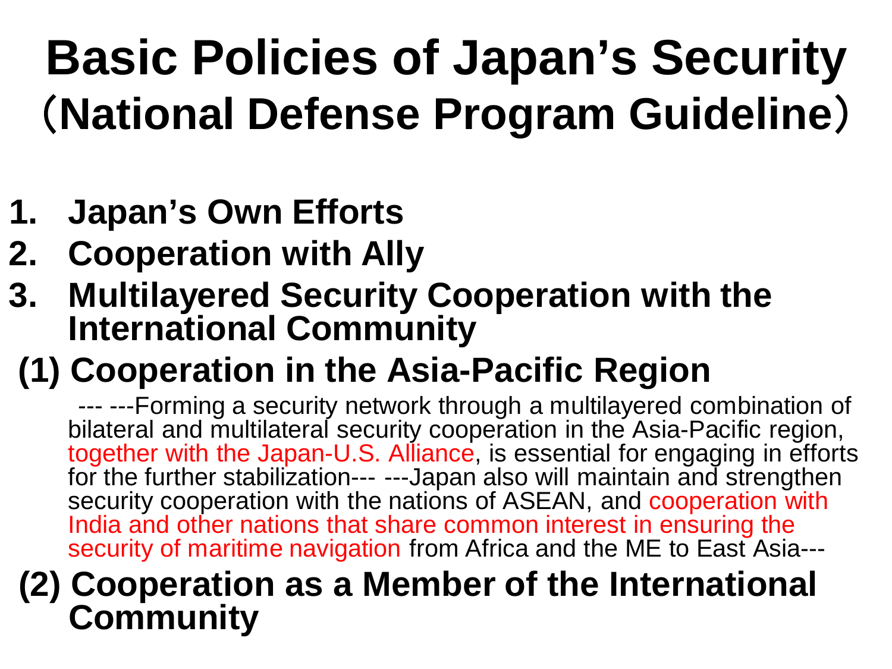# Basic Policies of Japan's Security（National Defense Program Guideline）

1. **Japan's Own Efforts**
2. **Cooperation with Ally**
3. **Multilayered Security Cooperation with the International Community**

## (1) Cooperation in the Asia-Pacific Region

--- ---Forming a security network through a multilayered combination of bilateral and multilateral security cooperation in the Asia-Pacific region, together with the Japan-U.S. Alliance, is essential for engaging in efforts for the further stabilization--- ---Japan also will maintain and strengthen security cooperation with the nations of ASEAN, and cooperation with India and other nations that share common interest in ensuring the security of maritime navigation from Africa and the ME to East Asia---

## (2) Cooperation as a Member of the International Community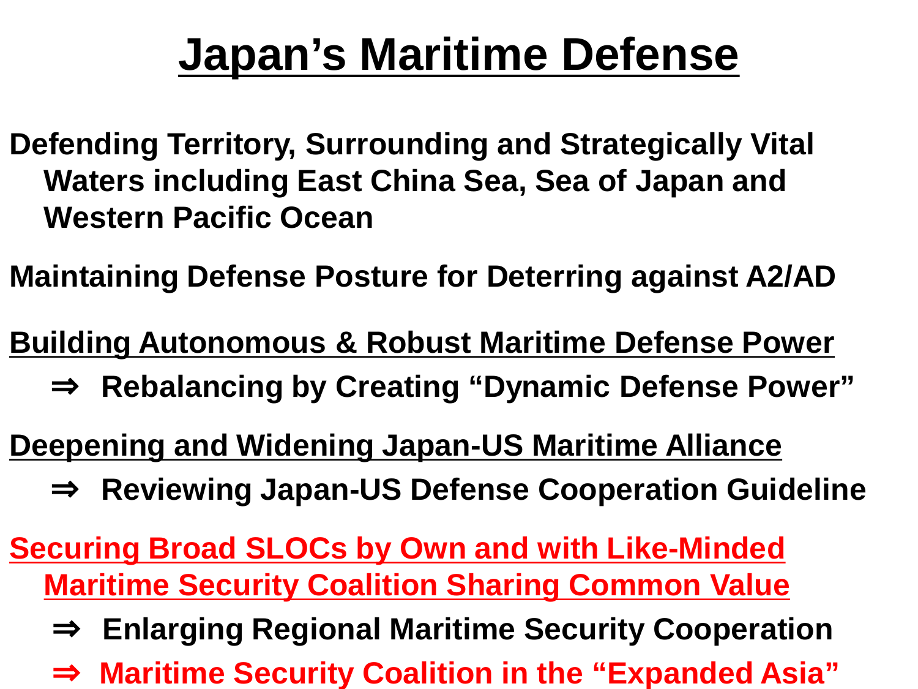# Japan’s Maritime Defense

**Defending Territory, Surrounding and Strategically Vital Waters including East China Sea, Sea of Japan and Western Pacific Ocean**

**Maintaining Defense Posture for Deterring against A2/AD**

**Building Autonomous & Robust Maritime Defense Power**

- ⇒ **Rebalancing by Creating “Dynamic Defense Power”**

**Deepening and Widening Japan-US Maritime Alliance**

- ⇒ **Reviewing Japan-US Defense Cooperation Guideline**

**Securing Broad SLOCs by Own and with Like-Minded Maritime Security Coalition Sharing Common Value**

- ⇒ **Enlarging Regional Maritime Security Cooperation**
- ⇒ **Maritime Security Coalition in the “Expanded Asia”**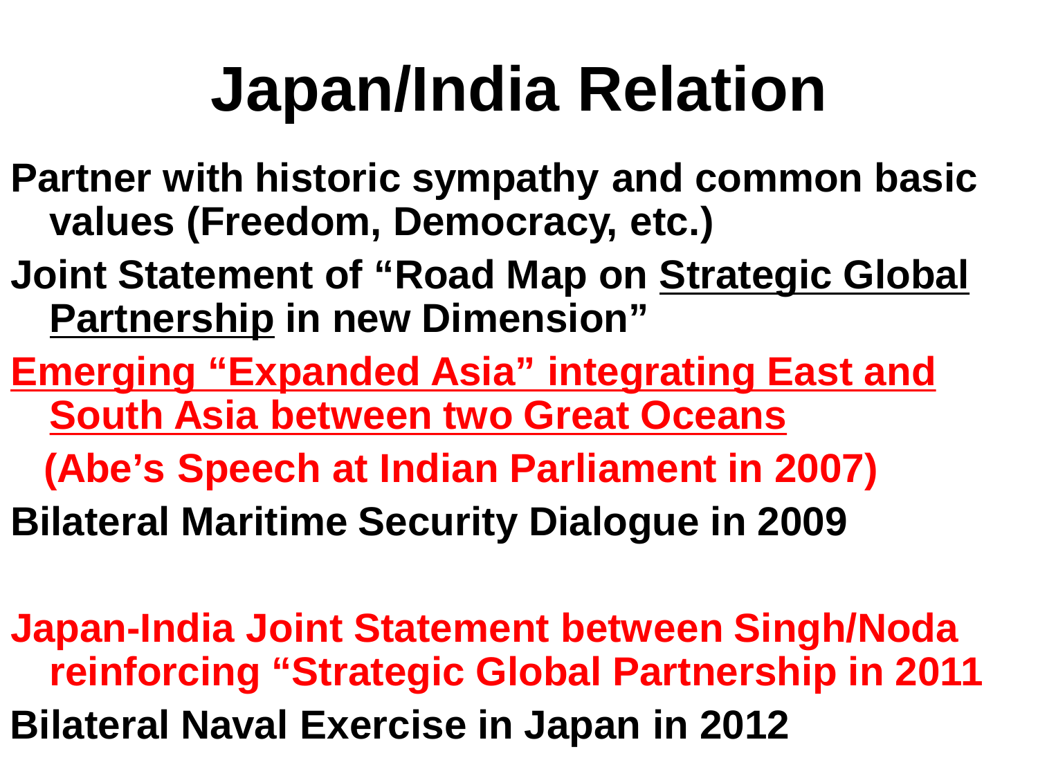# Japan/India Relation

- **Partner with historic sympathy and common basic values (Freedom, Democracy, etc.)**
- **Joint Statement of "Road Map on Strategic Global Partnership in new Dimension"**
- **Emerging "Expanded Asia" integrating East and South Asia between two Great Oceans**

  **(Abe's Speech at Indian Parliament in 2007)**
- **Bilateral Maritime Security Dialogue in 2009**
- **Japan-India Joint Statement between Singh/Noda reinforcing "Strategic Global Partnership in 2011**
- **Bilateral Naval Exercise in Japan in 2012**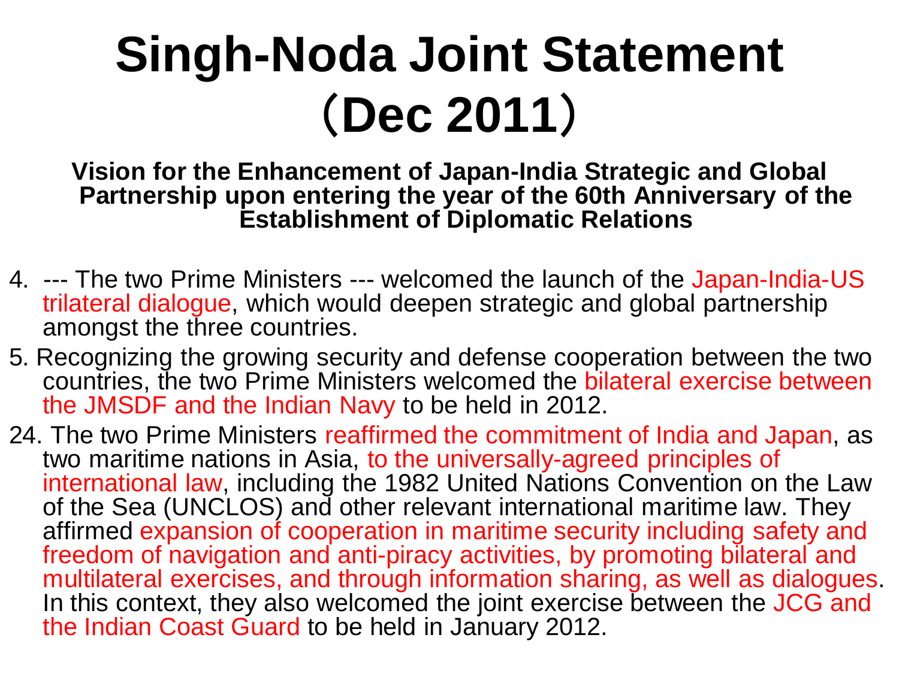# Singh-Noda Joint Statement（Dec 2011）

**Vision for the Enhancement of Japan-India Strategic and Global Partnership upon entering the year of the 60th Anniversary of the Establishment of Diplomatic Relations**

4. --- The two Prime Ministers --- welcomed the launch of the Japan-India-US trilateral dialogue, which would deepen strategic and global partnership amongst the three countries.

5. Recognizing the growing security and defense cooperation between the two countries, the two Prime Ministers welcomed the bilateral exercise between the JMSDF and the Indian Navy to be held in 2012.

24. The two Prime Ministers reaffirmed the commitment of India and Japan, as two maritime nations in Asia, to the universally-agreed principles of international law, including the 1982 United Nations Convention on the Law of the Sea (UNCLOS) and other relevant international maritime law. They affirmed expansion of cooperation in maritime security including safety and freedom of navigation and anti-piracy activities, by promoting bilateral and multilateral exercises, and through information sharing, as well as dialogues. In this context, they also welcomed the joint exercise between the JCG and the Indian Coast Guard to be held in January 2012.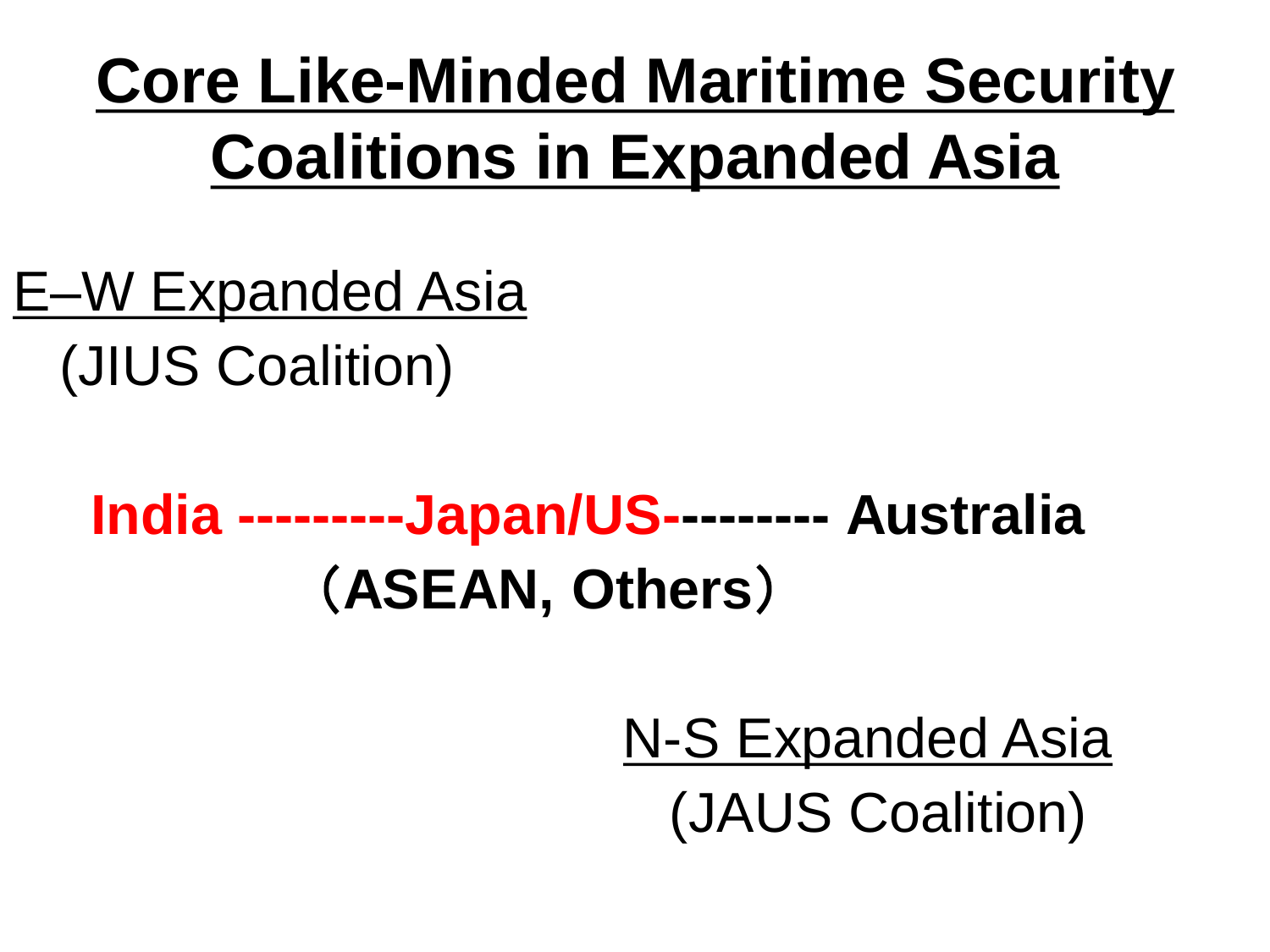# **Core Like-Minded Maritime Security Coalitions in Expanded Asia**

E–W Expanded Asia

(JIUS Coalition)

**India ---------Japan/US--------- Australia**

**（ASEAN, Others）**

N-S Expanded Asia

(JAUS Coalition)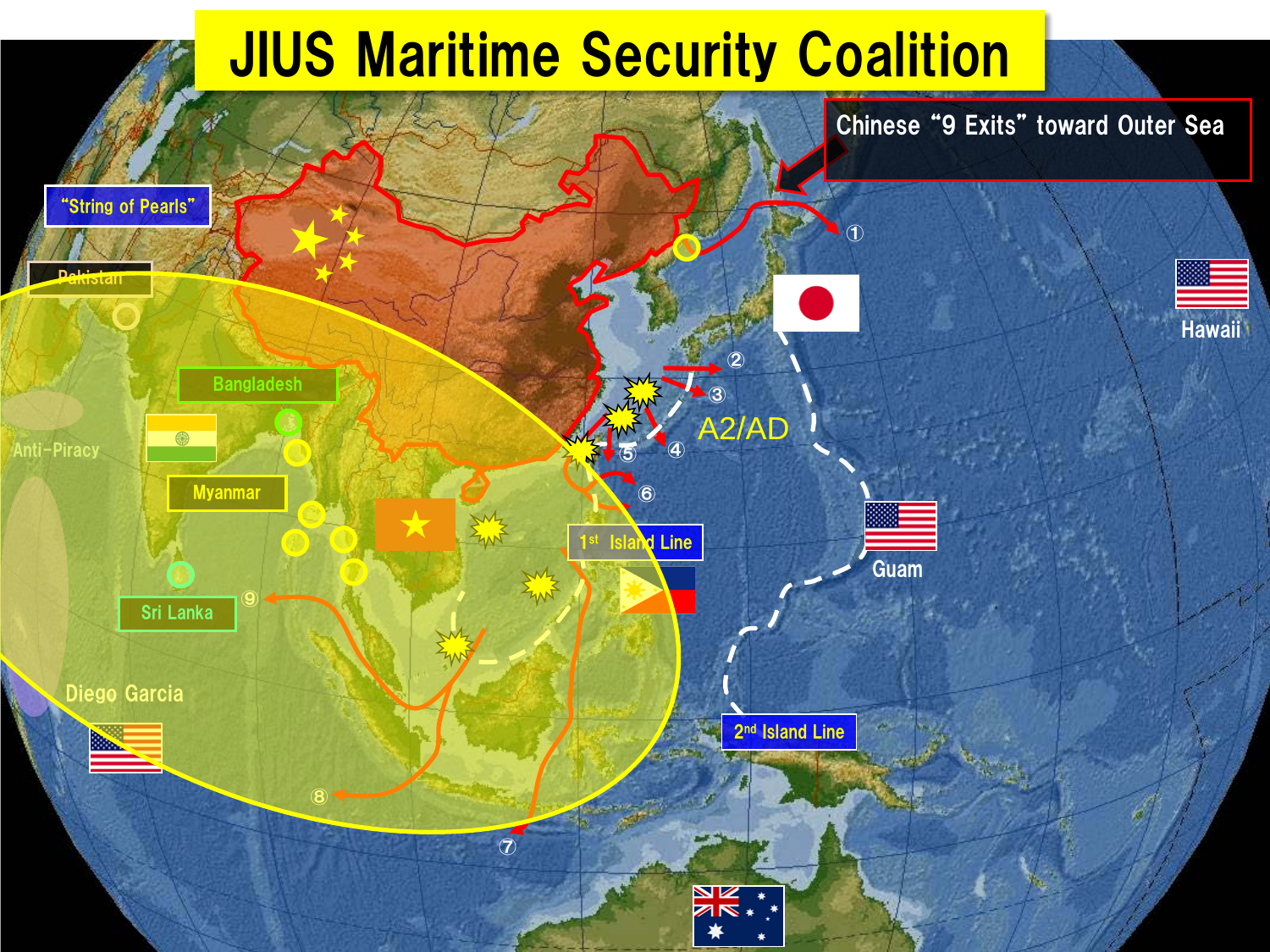# JIUS Maritime Security Coalition

Chinese "9 Exits" toward Outer Sea

"String of Pearls"

Pakistan

Bangladesh

Anti-Piracy

Myanmar

Sri Lanka

Diego Garcia

A2/AD

1st Island Line

2nd Island Line

Hawaii

Guam

① ② ③ ④ ⑤ ⑥ ⑦ ⑧ ⑨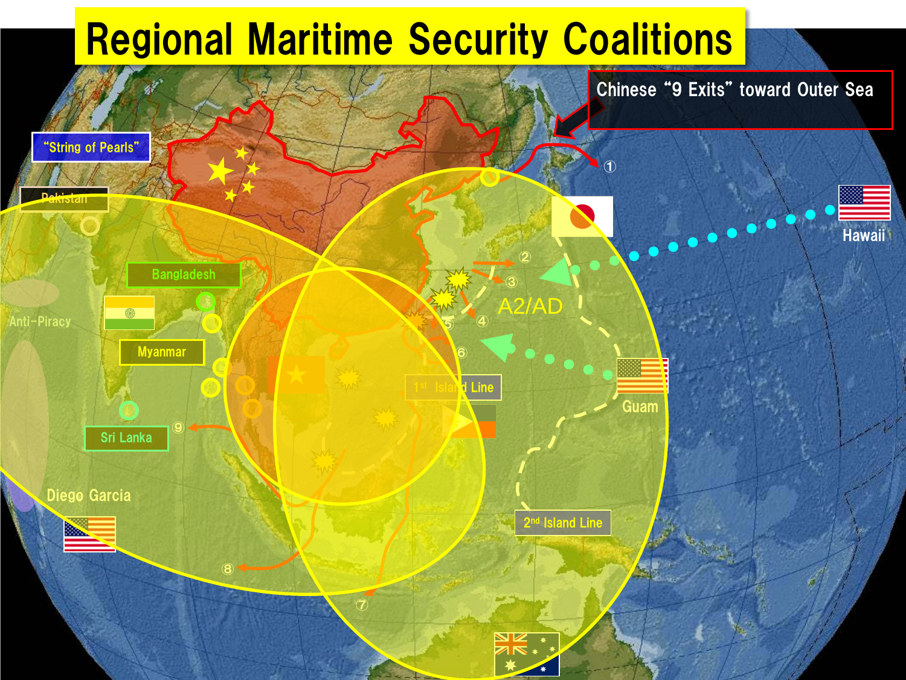# Regional Maritime Security Coalitions

Chinese "9 Exits" toward Outer Sea

"String of Pearls"

Pakistan

Bangladesh

Anti-Piracy

Myanmar

Sri Lanka

Diego Garcia

Hawaii

A2/AD

Guam

1st Island Line

2nd Island Line

①

②

③

④

⑤

⑥

⑦

⑧

⑨